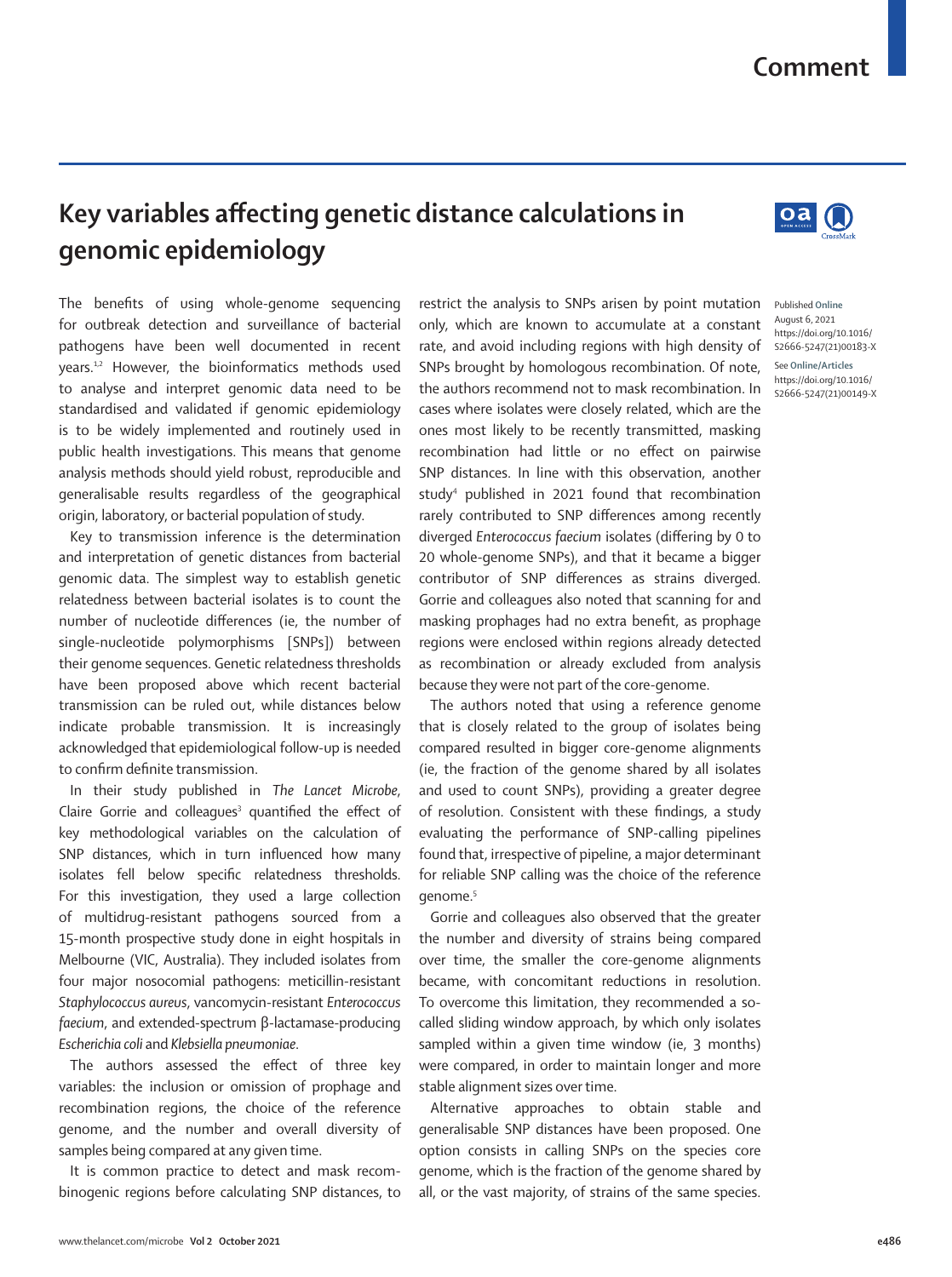# Key variables affecting genetic distance calculations in genomic epidemiology

Published Online August 6, 2021 https://doi.org/10.1016/S2666-5247(21)00183-X

See Online/Articles https://doi.org/10.1016/S2666-5247(21)00149-X

The benefits of using whole-genome sequencing for outbreak detection and surveillance of bacterial pathogens have been well documented in recent years.[1,2] However, the bioinformatics methods used to analyse and interpret genomic data need to be standardised and validated if genomic epidemiology is to be widely implemented and routinely used in public health investigations. This means that genome analysis methods should yield robust, reproducible and generalisable results regardless of the geographical origin, laboratory, or bacterial population of study.

Key to transmission inference is the determination and interpretation of genetic distances from bacterial genomic data. The simplest way to establish genetic relatedness between bacterial isolates is to count the number of nucleotide differences (ie, the number of single-nucleotide polymorphisms [SNPs]) between their genome sequences. Genetic relatedness thresholds have been proposed above which recent bacterial transmission can be ruled out, while distances below indicate probable transmission. It is increasingly acknowledged that epidemiological follow-up is needed to confirm definite transmission.

In their study published in *The Lancet Microbe*, Claire Gorrie and colleagues[3] quantified the effect of key methodological variables on the calculation of SNP distances, which in turn influenced how many isolates fell below specific relatedness thresholds. For this investigation, they used a large collection of multidrug-resistant pathogens sourced from a 15-month prospective study done in eight hospitals in Melbourne (VIC, Australia). They included isolates from four major nosocomial pathogens: meticillin-resistant *Staphylococcus aureus*, vancomycin-resistant *Enterococcus faecium*, and extended-spectrum β-lactamase-producing *Escherichia coli* and *Klebsiella pneumoniae*.

The authors assessed the effect of three key variables: the inclusion or omission of prophage and recombination regions, the choice of the reference genome, and the number and overall diversity of samples being compared at any given time.

It is common practice to detect and mask recombinogenic regions before calculating SNP distances, to restrict the analysis to SNPs arisen by point mutation only, which are known to accumulate at a constant rate, and avoid including regions with high density of SNPs brought by homologous recombination. Of note, the authors recommend not to mask recombination. In cases where isolates were closely related, which are the ones most likely to be recently transmitted, masking recombination had little or no effect on pairwise SNP distances. In line with this observation, another study[4] published in 2021 found that recombination rarely contributed to SNP differences among recently diverged *Enterococcus faecium* isolates (differing by 0 to 20 whole-genome SNPs), and that it became a bigger contributor of SNP differences as strains diverged. Gorrie and colleagues also noted that scanning for and masking prophages had no extra benefit, as prophage regions were enclosed within regions already detected as recombination or already excluded from analysis because they were not part of the core-genome.

The authors noted that using a reference genome that is closely related to the group of isolates being compared resulted in bigger core-genome alignments (ie, the fraction of the genome shared by all isolates and used to count SNPs), providing a greater degree of resolution. Consistent with these findings, a study evaluating the performance of SNP-calling pipelines found that, irrespective of pipeline, a major determinant for reliable SNP calling was the choice of the reference genome.[5]

Gorrie and colleagues also observed that the greater the number and diversity of strains being compared over time, the smaller the core-genome alignments became, with concomitant reductions in resolution. To overcome this limitation, they recommended a so-called sliding window approach, by which only isolates sampled within a given time window (ie, 3 months) were compared, in order to maintain longer and more stable alignment sizes over time.

Alternative approaches to obtain stable and generalisable SNP distances have been proposed. One option consists in calling SNPs on the species core genome, which is the fraction of the genome shared by all, or the vast majority, of strains of the same species.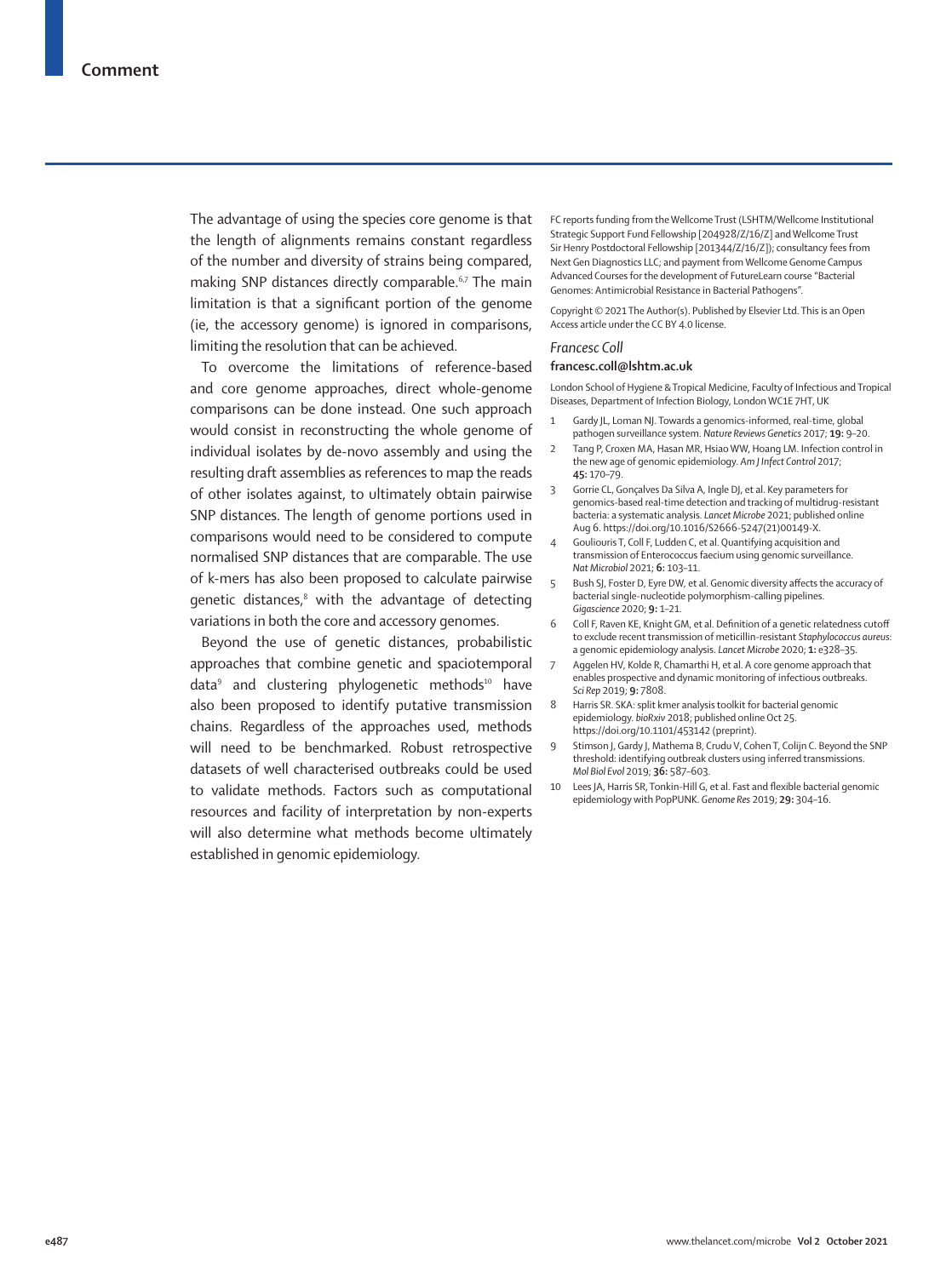The advantage of using the species core genome is that the length of alignments remains constant regardless of the number and diversity of strains being compared, making SNP distances directly comparable.[6,7] The main limitation is that a significant portion of the genome (ie, the accessory genome) is ignored in comparisons, limiting the resolution that can be achieved.

To overcome the limitations of reference-based and core genome approaches, direct whole-genome comparisons can be done instead. One such approach would consist in reconstructing the whole genome of individual isolates by de-novo assembly and using the resulting draft assemblies as references to map the reads of other isolates against, to ultimately obtain pairwise SNP distances. The length of genome portions used in comparisons would need to be considered to compute normalised SNP distances that are comparable. The use of k-mers has also been proposed to calculate pairwise genetic distances,[8] with the advantage of detecting variations in both the core and accessory genomes.

Beyond the use of genetic distances, probabilistic approaches that combine genetic and spaciotemporal data[9] and clustering phylogenetic methods[10] have also been proposed to identify putative transmission chains. Regardless of the approaches used, methods will need to be benchmarked. Robust retrospective datasets of well characterised outbreaks could be used to validate methods. Factors such as computational resources and facility of interpretation by non-experts will also determine what methods become ultimately established in genomic epidemiology.

FC reports funding from the Wellcome Trust (LSHTM/Wellcome Institutional Strategic Support Fund Fellowship [204928/Z/16/Z] and Wellcome Trust Sir Henry Postdoctoral Fellowship [201344/Z/16/Z]); consultancy fees from Next Gen Diagnostics LLC; and payment from Wellcome Genome Campus Advanced Courses for the development of FutureLearn course "Bacterial Genomes: Antimicrobial Resistance in Bacterial Pathogens".

Copyright © 2021 The Author(s). Published by Elsevier Ltd. This is an Open Access article under the CC BY 4.0 license.

*Francesc Coll*

**francesc.coll@lshtm.ac.uk**

London School of Hygiene & Tropical Medicine, Faculty of Infectious and Tropical Diseases, Department of Infection Biology, London WC1E 7HT, UK

1. Gardy JL, Loman NJ. Towards a genomics-informed, real-time, global pathogen surveillance system. *Nature Reviews Genetics* 2017; **19:** 9–20.
2. Tang P, Croxen MA, Hasan MR, Hsiao WW, Hoang LM. Infection control in the new age of genomic epidemiology. *Am J Infect Control* 2017; **45:** 170–79.
3. Gorrie CL, Gonçalves Da Silva A, Ingle DJ, et al. Key parameters for genomics-based real-time detection and tracking of multidrug-resistant bacteria: a systematic analysis. *Lancet Microbe* 2021; published online Aug 6. https://doi.org/10.1016/S2666-5247(21)00149-X.
4. Gouliouris T, Coll F, Ludden C, et al. Quantifying acquisition and transmission of Enterococcus faecium using genomic surveillance. *Nat Microbiol* 2021; **6:** 103–11.
5. Bush SJ, Foster D, Eyre DW, et al. Genomic diversity affects the accuracy of bacterial single-nucleotide polymorphism-calling pipelines. *Gigascience* 2020; **9:** 1–21.
6. Coll F, Raven KE, Knight GM, et al. Definition of a genetic relatedness cutoff to exclude recent transmission of meticillin-resistant *Staphylococcus aureus*: a genomic epidemiology analysis. *Lancet Microbe* 2020; **1:** e328–35.
7. Aggelen HV, Kolde R, Chamarthi H, et al. A core genome approach that enables prospective and dynamic monitoring of infectious outbreaks. *Sci Rep* 2019; **9:** 7808.
8. Harris SR. SKA: split kmer analysis toolkit for bacterial genomic epidemiology. *bioRxiv* 2018; published online Oct 25. https://doi.org/10.1101/453142 (preprint).
9. Stimson J, Gardy J, Mathema B, Crudu V, Cohen T, Colijn C. Beyond the SNP threshold: identifying outbreak clusters using inferred transmissions. *Mol Biol Evol* 2019; **36:** 587–603.
10. Lees JA, Harris SR, Tonkin-Hill G, et al. Fast and flexible bacterial genomic epidemiology with PopPUNK. *Genome Res* 2019; **29:** 304–16.